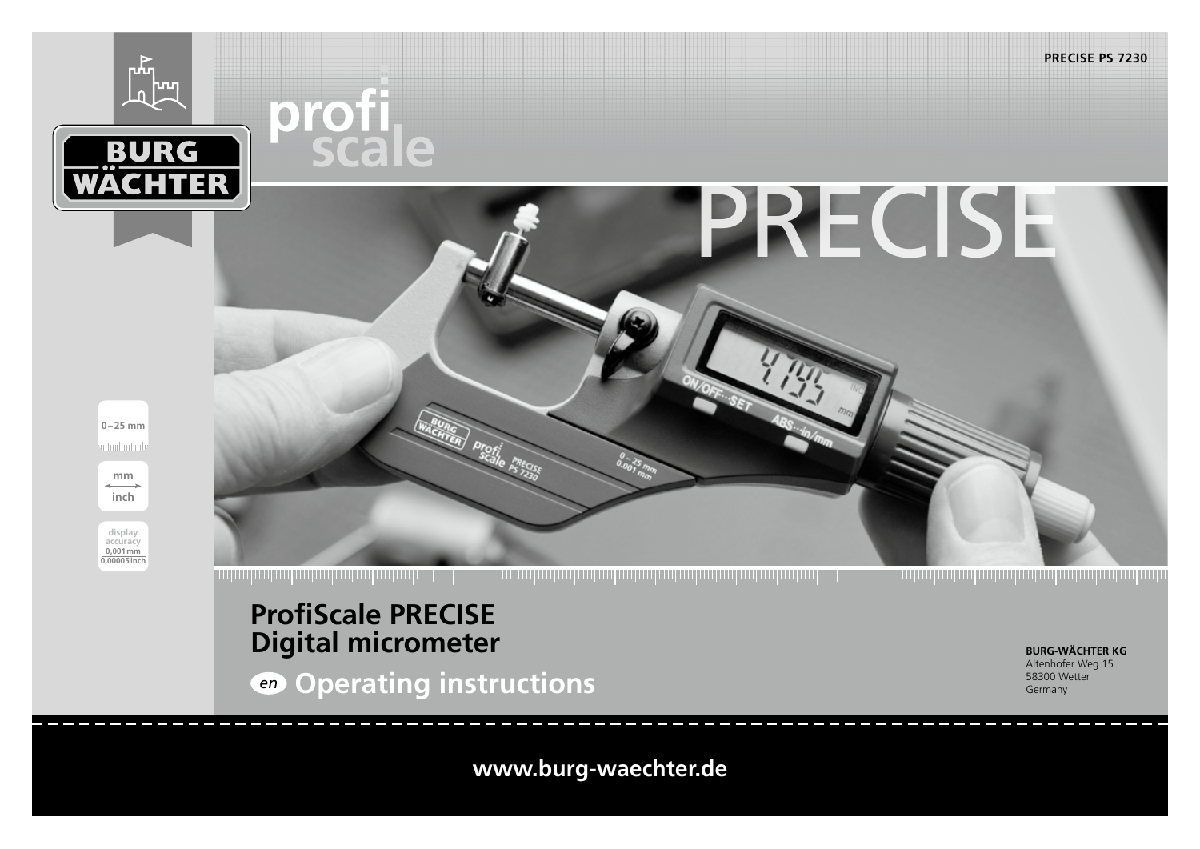PRECISE PS 7230

BURG WÄCHTER

profi scale

PRECISE

0–25 mm

mm ↔ inch

display accuracy 0,001 mm 0,00005 inch

# ProfiScale PRECISE Digital micrometer

## *en* Operating instructions

**BURG-WÄCHTER KG**
Altenhofer Weg 15
58300 Wetter
Germany

**www.burg-waechter.de**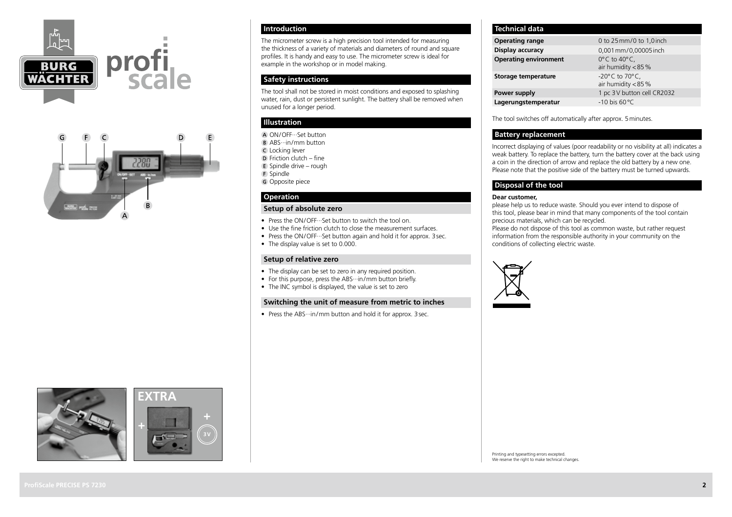profi scale

G F C D E

A B

EXTRA

3 V

## Introduction

The micrometer screw is a high precision tool intended for measuring the thickness of a variety of materials and diameters of round and square profiles. It is handy and easy to use. The micrometer screw is ideal for example in the workshop or in model making.

## Safety instructions

The tool shall not be stored in moist conditions and exposed to splashing water, rain, dust or persistent sunlight. The battery shall be removed when unused for a longer period.

## Illustration

- A ON/OFF···Set button
- B ABS···in/mm button
- C Locking lever
- D Friction clutch – fine
- E Spindle drive – rough
- F Spindle
- G Opposite piece

## Operation

### Setup of absolute zero

- Press the ON/OFF···Set button to switch the tool on.
- Use the fine friction clutch to close the measurement surfaces.
- Press the ON/OFF···Set button again and hold it for approx. 3 sec.
- The display value is set to 0.000.

### Setup of relative zero

- The display can be set to zero in any required position.
- For this purpose, press the ABS···in/mm button briefly.
- The INC symbol is displayed, the value is set to zero

### Switching the unit of measure from metric to inches

- Press the ABS···in/mm button and hold it for approx. 3 sec.

## Technical data

| | |
|---|---|
| **Operating range** | 0 to 25 mm/0 to 1,0 inch |
| **Display accuracy** | 0,001 mm/0,00005 inch |
| **Operating environment** | 0° C to 40° C, air humidity < 85 % |
| **Storage temperature** | -20° C to 70° C, air humidity < 85 % |
| **Power supply** | 1 pc 3 V button cell CR2032 |
| **Lagerungstemperatur** | -10 bis 60 °C |

The tool switches off automatically after approx. 5 minutes.

## Battery replacement

Incorrect displaying of values (poor readability or no visibility at all) indicates a weak battery. To replace the battery, turn the battery cover at the back using a coin in the direction of arrow and replace the old battery by a new one. Please note that the positive side of the battery must be turned upwards.

## Disposal of the tool

**Dear customer,**

please help us to reduce waste. Should you ever intend to dispose of this tool, please bear in mind that many components of the tool contain precious materials, which can be recycled.

Please do not dispose of this tool as common waste, but rather request information from the responsible authority in your community on the conditions of collecting electric waste.

Printing and typesetting errors excepted.
We reserve the right to make technical changes.

ProfiScale PRECISE PS 7230